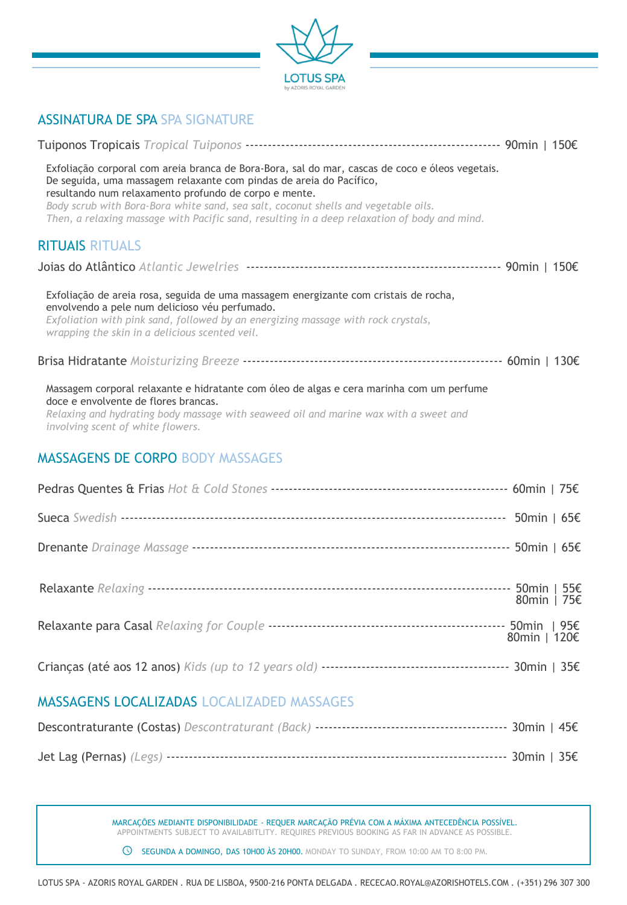# LOTUS SPA

by AZORIS ROYAL GARDEN

## ASSINATURA DE SPA *SPA SIGNATURE*

**Tuiponos Tropicais** *Tropical Tuiponos* ---------- 90min | 150€

Exfoliação corporal com areia branca de Bora-Bora, sal do mar, cascas de coco e óleos vegetais.
De seguida, uma massagem relaxante com pindas de areia do Pacífico,
resultando num relaxamento profundo de corpo e mente.
*Body scrub with Bora-Bora white sand, sea salt, coconut shells and vegetable oils.*
*Then, a relaxing massage with Pacific sand, resulting in a deep relaxation of body and mind.*

## RITUAIS *RITUALS*

**Joias do Atlântico** *Atlantic Jewelries* ---------- 90min | 150€

Exfoliação de areia rosa, seguida de uma massagem energizante com cristais de rocha,
envolvendo a pele num delicioso véu perfumado.
*Exfoliation with pink sand, followed by an energizing massage with rock crystals,*
*wrapping the skin in a delicious scented veil.*

**Brisa Hidratante** *Moisturizing Breeze* ---------- 60min | 130€

Massagem corporal relaxante e hidratante com óleo de algas e cera marinha com um perfume
doce e envolvente de flores brancas.
*Relaxing and hydrating body massage with seaweed oil and marine wax with a sweet and*
*involving scent of white flowers.*

## MASSAGENS DE CORPO *BODY MASSAGES*

Pedras Quentes & Frias *Hot & Cold Stones* ---------- 60min | 75€

Sueca *Swedish* ---------- 50min | 65€

Drenante *Drainage Massage* ---------- 50min | 65€

Relaxante *Relaxing* ---------- 50min | 55€
80min | 75€

Relaxante para Casal *Relaxing for Couple* ---------- 50min | 95€
80min | 120€

Crianças (até aos 12 anos) *Kids (up to 12 years old)* ---------- 30min | 35€

## MASSAGENS LOCALIZADAS *LOCALIZADED MASSAGES*

Descontraturante (Costas) *Descontraturant (Back)* ---------- 30min | 45€

Jet Lag (Pernas) *(Legs)* ---------- 30min | 35€

MARCAÇÕES MEDIANTE DISPONIBILIDADE - REQUER MARCAÇÃO PRÉVIA COM A MÁXIMA ANTECEDÊNCIA POSSÍVEL.
APPOINTMENTS SUBJECT TO AVAILABITLITY. REQUIRES PREVIOUS BOOKING AS FAR IN ADVANCE AS POSSIBLE.

SEGUNDA A DOMINGO, DAS 10H00 ÀS 20H00. MONDAY TO SUNDAY, FROM 10:00 AM TO 8:00 PM.

LOTUS SPA - AZORIS ROYAL GARDEN . RUA DE LISBOA, 9500-216 PONTA DELGADA . RECECAO.ROYAL@AZORISHOTELS.COM . (+351) 296 307 300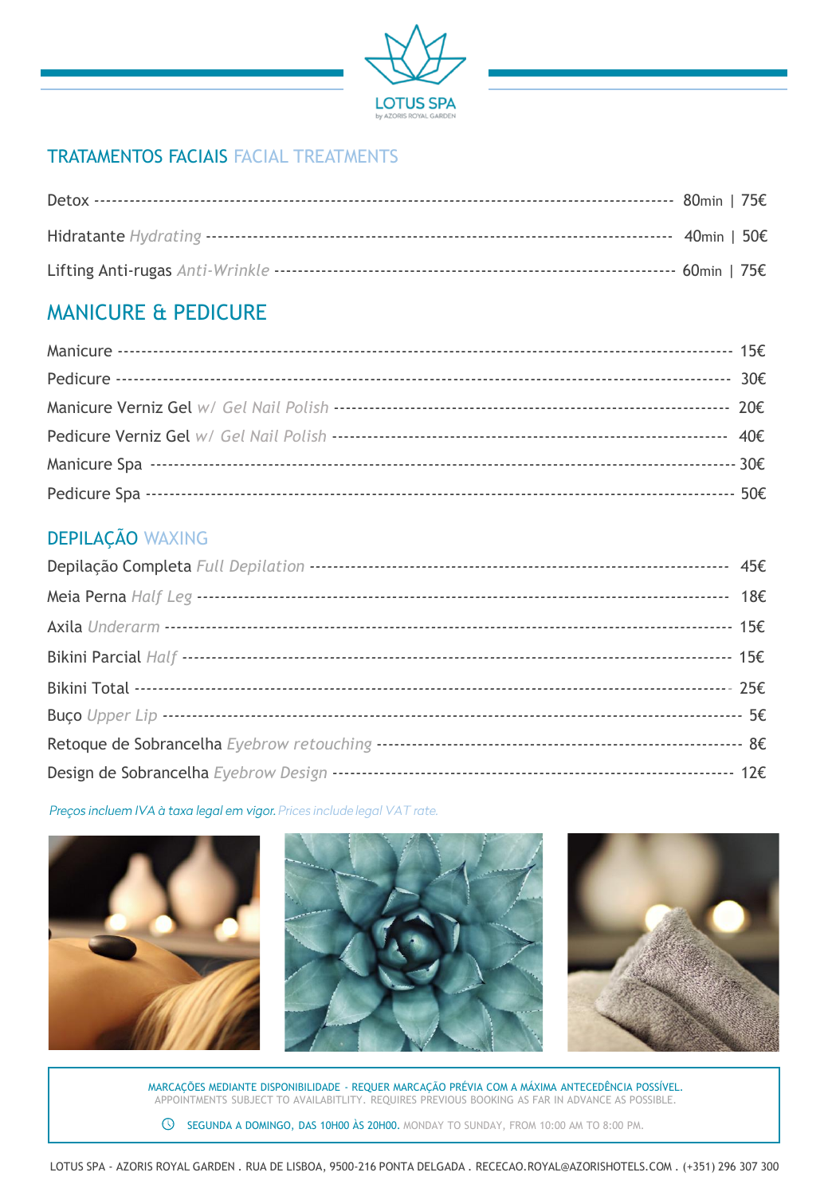LOTUS SPA
by AZORIS ROYAL GARDEN

## TRATAMENTOS FACIAIS *FACIAL TREATMENTS*

| | | |
|---|---|---|
| Detox | 80min | 75€ |
| Hidratante *Hydrating* | 40min | 50€ |
| Lifting Anti-rugas *Anti-Wrinkle* | 60min | 75€ |

## MANICURE & PEDICURE

| | |
|---|---|
| Manicure | 15€ |
| Pedicure | 30€ |
| Manicure Verniz Gel *w/ Gel Nail Polish* | 20€ |
| Pedicure Verniz Gel *w/ Gel Nail Polish* | 40€ |
| Manicure Spa | 30€ |
| Pedicure Spa | 50€ |

## DEPILAÇÃO *WAXING*

| | |
|---|---|
| Depilação Completa *Full Depilation* | 45€ |
| Meia Perna *Half Leg* | 18€ |
| Axila *Underarm* | 15€ |
| Bikini Parcial *Half* | 15€ |
| Bikini Total | 25€ |
| Buço *Upper Lip* | 5€ |
| Retoque de Sobrancelha *Eyebrow retouching* | 8€ |
| Design de Sobrancelha *Eyebrow Design* | 12€ |

*Preços incluem IVA à taxa legal em vigor. Prices include legal VAT rate.*

MARCAÇÕES MEDIANTE DISPONIBILIDADE - REQUER MARCAÇÃO PRÉVIA COM A MÁXIMA ANTECEDÊNCIA POSSÍVEL.
APPOINTMENTS SUBJECT TO AVAILABITLITY. REQUIRES PREVIOUS BOOKING AS FAR IN ADVANCE AS POSSIBLE.

SEGUNDA A DOMINGO, DAS 10H00 ÀS 20H00. MONDAY TO SUNDAY, FROM 10:00 AM TO 8:00 PM.

LOTUS SPA - AZORIS ROYAL GARDEN . RUA DE LISBOA, 9500-216 PONTA DELGADA . RECECAO.ROYAL@AZORISHOTELS.COM . (+351) 296 307 300